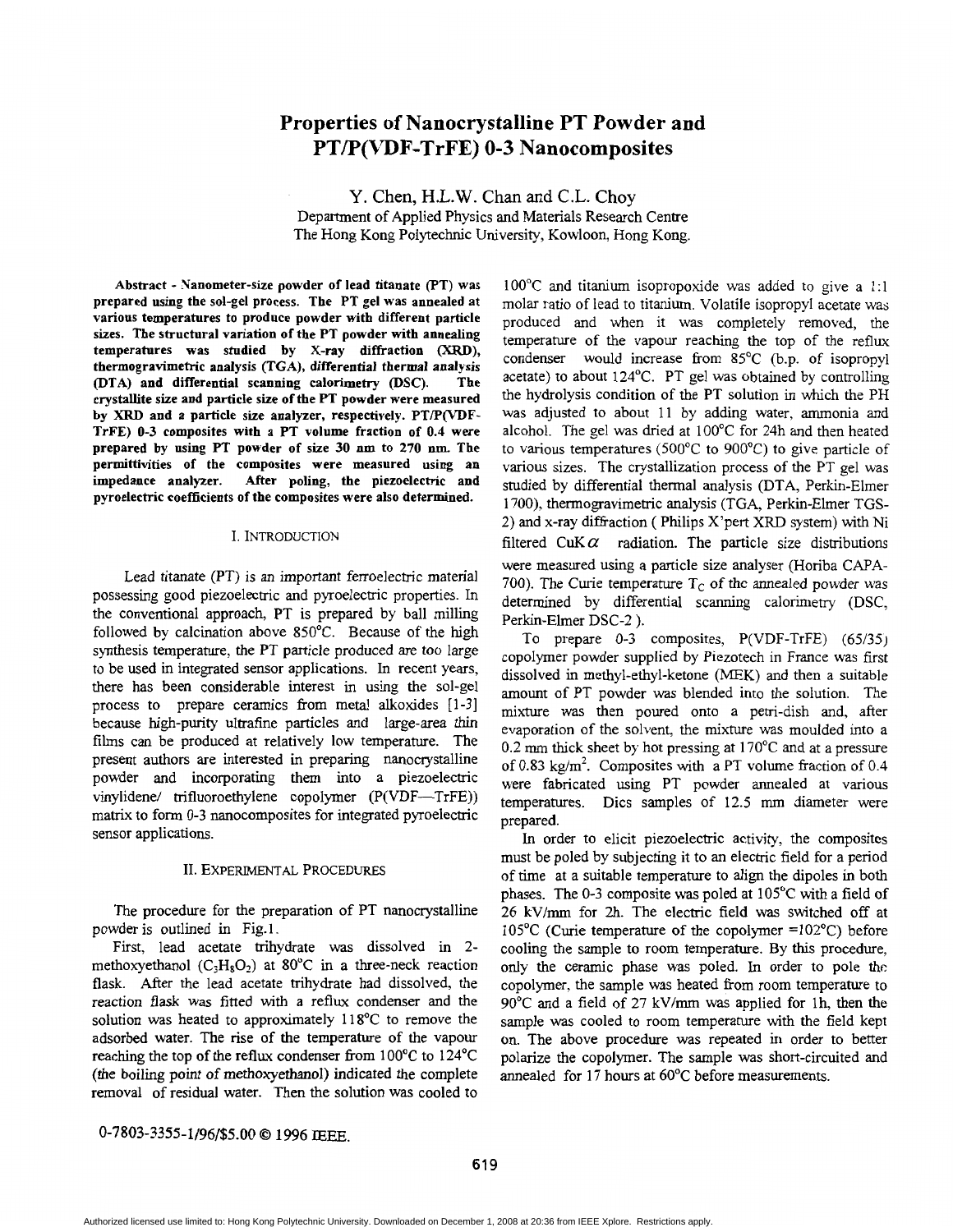# Properties of Nanocrystalline PT Powder and PT/P(VDF-TrFE) 0-3 Nanocomposites

Y. Chen, H.L.W. Chan and C.L. Choy

Department of Applied Physics and Materials Research Centre
The Hong Kong Polytechnic University, Kowloon, Hong Kong.

**Abstract - Nanometer-size powder of lead titanate (PT) was prepared using the sol-gel process. The PT gel was annealed at various temperatures to produce powder with different particle sizes. The structural variation of the PT powder with annealing temperatures was studied by X-ray diffraction (XRD), thermogravimetric analysis (TGA), differential thermal analysis (DTA) and differential scanning calorimetry (DSC). The crystallite size and particle size of the PT powder were measured by XRD and a particle size analyzer, respectively. PT/P(VDF-TrFE) 0-3 composites with a PT volume fraction of 0.4 were prepared by using PT powder of size 30 nm to 270 nm. The permittivities of the composites were measured using an impedance analyzer. After poling, the piezoelectric and pyroelectric coefficients of the composites were also determined.**

## I. INTRODUCTION

Lead titanate (PT) is an important ferroelectric material possessing good piezoelectric and pyroelectric properties. In the conventional approach, PT is prepared by ball milling followed by calcination above 850°C. Because of the high synthesis temperature, the PT particle produced are too large to be used in integrated sensor applications. In recent years, there has been considerable interest in using the sol-gel process to prepare ceramics from metal alkoxides [1-3] because high-purity ultrafine particles and large-area thin films can be produced at relatively low temperature. The present authors are interested in preparing nanocrystalline powder and incorporating them into a piezoelectric vinylidene/ trifluoroethylene copolymer (P(VDF—TrFE)) matrix to form 0-3 nanocomposites for integrated pyroelectric sensor applications.

## II. EXPERIMENTAL PROCEDURES

The procedure for the preparation of PT nanocrystalline powder is outlined in Fig.1.

First, lead acetate trihydrate was dissolved in 2-methoxyethanol ($C_3H_8O_2$) at 80°C in a three-neck reaction flask. After the lead acetate trihydrate had dissolved, the reaction flask was fitted with a reflux condenser and the solution was heated to approximately 118°C to remove the adsorbed water. The rise of the temperature of the vapour reaching the top of the reflux condenser from 100°C to 124°C (the boiling point of methoxyethanol) indicated the complete removal of residual water. Then the solution was cooled to 100°C and titanium isopropoxide was added to give a 1:1 molar ratio of lead to titanium. Volatile isopropyl acetate was produced and when it was completely removed, the temperature of the vapour reaching the top of the reflux condenser would increase from 85°C (b.p. of isopropyl acetate) to about 124°C. PT gel was obtained by controlling the hydrolysis condition of the PT solution in which the PH was adjusted to about 11 by adding water, ammonia and alcohol. The gel was dried at 100°C for 24h and then heated to various temperatures (500°C to 900°C) to give particle of various sizes. The crystallization process of the PT gel was studied by differential thermal analysis (DTA, Perkin-Elmer 1700), thermogravimetric analysis (TGA, Perkin-Elmer TGS-2) and x-ray diffraction ( Philips X'pert XRD system) with Ni filtered CuK$\alpha$ radiation. The particle size distributions were measured using a particle size analyser (Horiba CAPA-700). The Curie temperature $T_C$ of the annealed powder was determined by differential scanning calorimetry (DSC, Perkin-Elmer DSC-2 ).

To prepare 0-3 composites, P(VDF-TrFE) (65/35) copolymer powder supplied by Piezotech in France was first dissolved in methyl-ethyl-ketone (MEK) and then a suitable amount of PT powder was blended into the solution. The mixture was then poured onto a petri-dish and, after evaporation of the solvent, the mixture was moulded into a 0.2 mm thick sheet by hot pressing at 170°C and at a pressure of 0.83 kg/m$^2$. Composites with a PT volume fraction of 0.4 were fabricated using PT powder annealed at various temperatures. Dics samples of 12.5 mm diameter were prepared.

In order to elicit piezoelectric activity, the composites must be poled by subjecting it to an electric field for a period of time at a suitable temperature to align the dipoles in both phases. The 0-3 composite was poled at 105°C with a field of 26 kV/mm for 2h. The electric field was switched off at 105°C (Curie temperature of the copolymer =102°C) before cooling the sample to room temperature. By this procedure, only the ceramic phase was poled. In order to pole the copolymer, the sample was heated from room temperature to 90°C and a field of 27 kV/mm was applied for 1h, then the sample was cooled to room temperature with the field kept on. The above procedure was repeated in order to better polarize the copolymer. The sample was short-circuited and annealed for 17 hours at 60°C before measurements.

0-7803-3355-1/96/$5.00 © 1996 IEEE.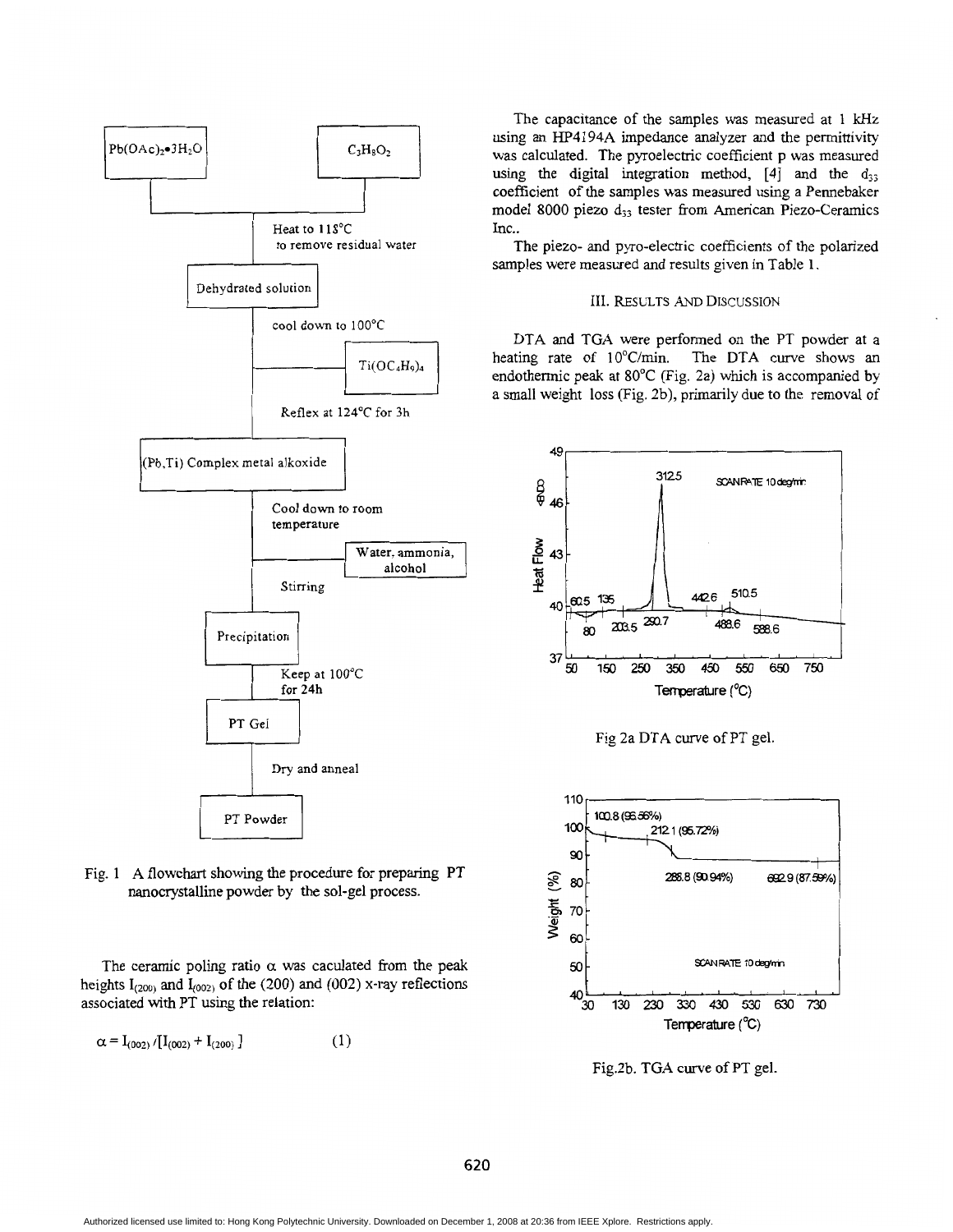Fig. 1 A flowchart showing the procedure for preparing PT nanocrystalline powder by the sol-gel process.

The ceramic poling ratio α was caculated from the peak heights $I_{(200)}$ and $I_{(002)}$ of the (200) and (002) x-ray reflections associated with PT using the relation:

$$\alpha = I_{(002)} / [I_{(002)} + I_{(200)}] \quad (1)$$

The capacitance of the samples was measured at 1 kHz using an HP4194A impedance analyzer and the permittivity was calculated. The pyroelectric coefficient p was measured using the digital integration method, [4] and the $d_{33}$ coefficient of the samples was measured using a Pennebaker model 8000 piezo $d_{33}$ tester from American Piezo-Ceramics Inc..

The piezo- and pyro-electric coefficients of the polarized samples were measured and results given in Table 1.

## III. Results and Discussion

DTA and TGA were performed on the PT powder at a heating rate of 10°C/min. The DTA curve shows an endothermic peak at 80°C (Fig. 2a) which is accompanied by a small weight loss (Fig. 2b), primarily due to the removal of

Fig 2a DTA curve of PT gel.

Fig.2b. TGA curve of PT gel.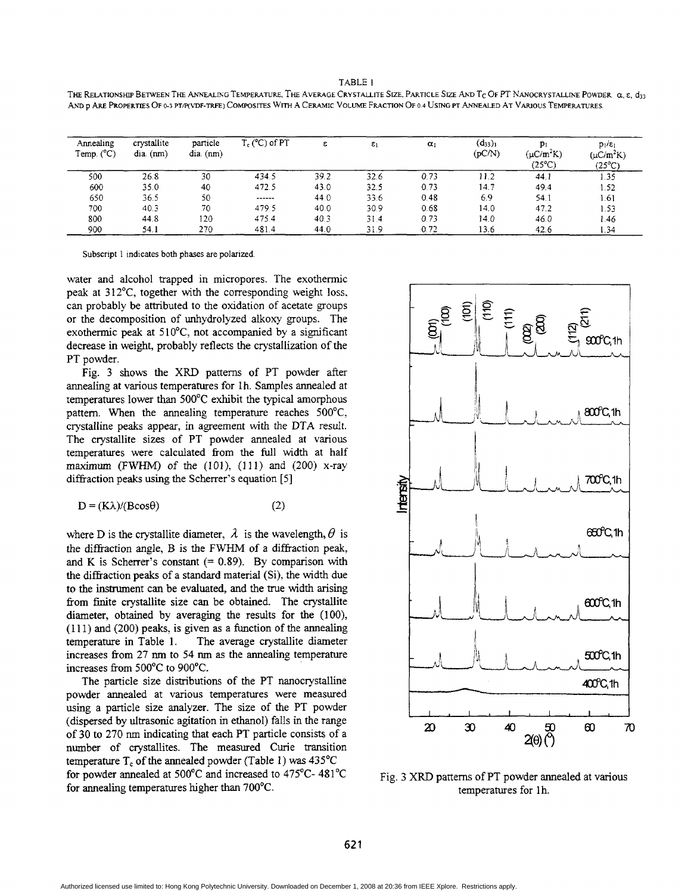TABLE I

THE RELATIONSHIP BETWEEN THE ANNEALING TEMPERATURE, THE AVERAGE CRYSTALLITE SIZE, PARTICLE SIZE AND $T_C$ OF PT NANOCRYSTALLINE POWDER. $\alpha$, $\varepsilon$, $d_{33}$ AND p ARE PROPERTIES OF 0-3 PT/P(VDF-TRFE) COMPOSITES WITH A CERAMIC VOLUME FRACTION OF 0.4 USING PT ANNEALED AT VARIOUS TEMPERATURES.

| Annealing Temp. (°C) | crystallite dia. (nm) | particle dia. (nm) | $T_c$ (°C) of PT | $\varepsilon$ | $\varepsilon_1$ | $\alpha_1$ | $(d_{33})_1$ (pC/N) | $p_1$ ($\mu C/m^2K$) (25°C) | $p_1/\varepsilon_1$ ($\mu C/m^2K$) (25°C) |
|---|---|---|---|---|---|---|---|---|---|
| 500 | 26.8 | 30 | 434.5 | 39.2 | 32.6 | 0.73 | 11.2 | 44.1 | 1.35 |
| 600 | 35.0 | 40 | 472.5 | 43.0 | 32.5 | 0.73 | 14.7 | 49.4 | 1.52 |
| 650 | 36.5 | 50 | ------ | 44.0 | 33.6 | 0.48 | 6.9 | 54.1 | 1.61 |
| 700 | 40.3 | 70 | 479.5 | 40.0 | 30.9 | 0.68 | 14.0 | 47.2 | 1.53 |
| 800 | 44.8 | 120 | 475.4 | 40.3 | 31.4 | 0.73 | 14.0 | 46.0 | 1.46 |
| 900 | 54.1 | 270 | 481.4 | 44.0 | 31.9 | 0.72 | 13.6 | 42.6 | 1.34 |

Subscript 1 indicates both phases are polarized.

water and alcohol trapped in micropores. The exothermic peak at 312°C, together with the corresponding weight loss, can probably be attributed to the oxidation of acetate groups or the decomposition of unhydrolyzed alkoxy groups. The exothermic peak at 510°C, not accompanied by a significant decrease in weight, probably reflects the crystallization of the PT powder.

Fig. 3 shows the XRD patterns of PT powder after annealing at various temperatures for 1h. Samples annealed at temperatures lower than 500°C exhibit the typical amorphous pattern. When the annealing temperature reaches 500°C, crystalline peaks appear, in agreement with the DTA result. The crystallite sizes of PT powder annealed at various temperatures were calculated from the full width at half maximum (FWHM) of the (101), (111) and (200) x-ray diffraction peaks using the Scherrer's equation [5]

$$D = (K\lambda)/(B\cos\theta) \tag{2}$$

where D is the crystallite diameter, $\lambda$ is the wavelength, $\theta$ is the diffraction angle, B is the FWHM of a diffraction peak, and K is Scherrer's constant (= 0.89). By comparison with the diffraction peaks of a standard material (Si), the width due to the instrument can be evaluated, and the true width arising from finite crystallite size can be obtained. The crystallite diameter, obtained by averaging the results for the (100), (111) and (200) peaks, is given as a function of the annealing temperature in Table 1. The average crystallite diameter increases from 27 nm to 54 nm as the annealing temperature increases from 500°C to 900°C.

The particle size distributions of the PT nanocrystalline powder annealed at various temperatures were measured using a particle size analyzer. The size of the PT powder (dispersed by ultrasonic agitation in ethanol) falls in the range of 30 to 270 nm indicating that each PT particle consists of a number of crystallites. The measured Curie transition temperature $T_c$ of the annealed powder (Table 1) was 435°C for powder annealed at 500°C and increased to 475°C- 481°C for annealing temperatures higher than 700°C.

Fig. 3 XRD patterns of PT powder annealed at various temperatures for 1h.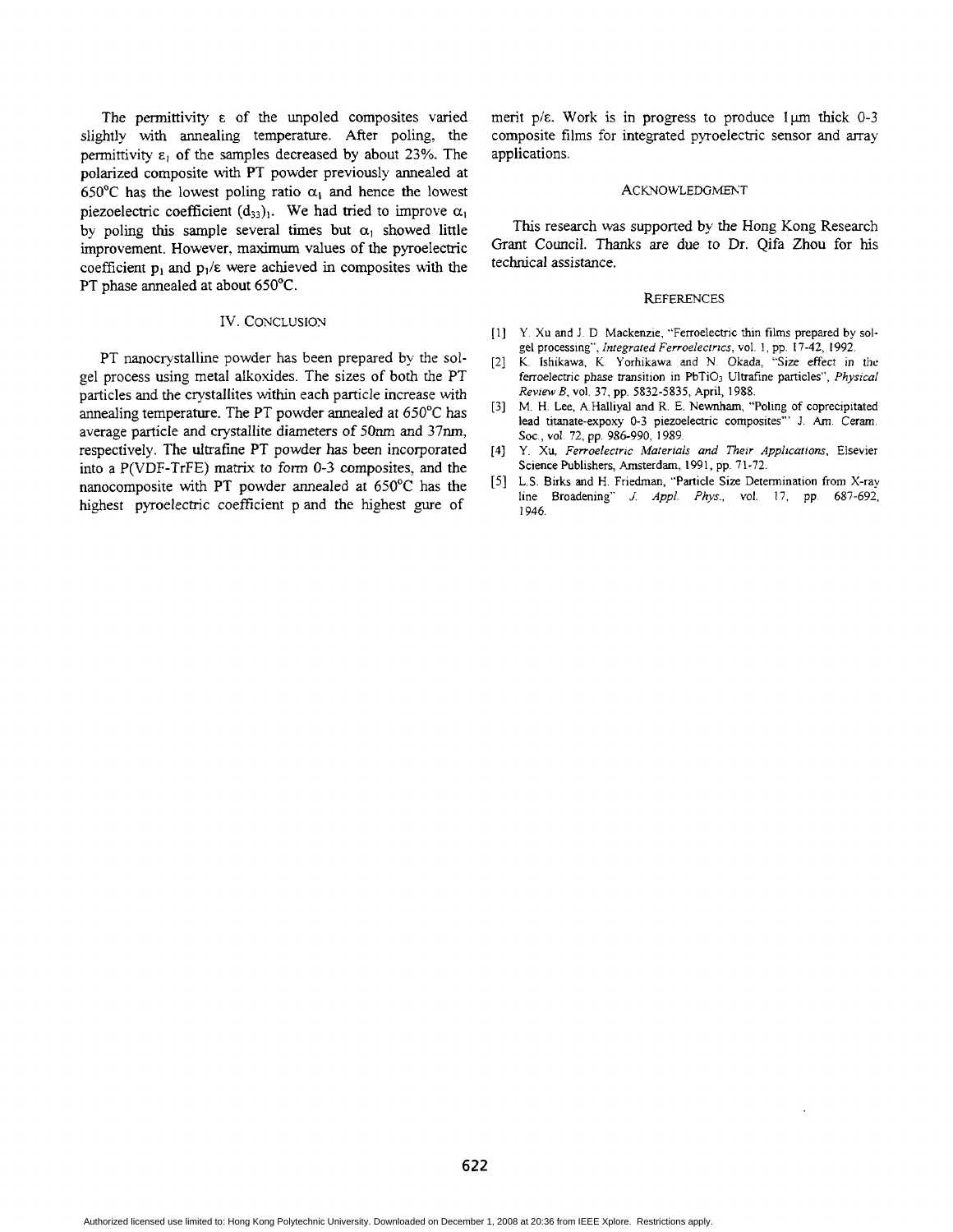The permittivity ε of the unpoled composites varied slightly with annealing temperature. After poling, the permittivity $\varepsilon_1$ of the samples decreased by about 23%. The polarized composite with PT powder previously annealed at 650°C has the lowest poling ratio $\alpha_1$ and hence the lowest piezoelectric coefficient $(d_{33})_1$. We had tried to improve $\alpha_1$ by poling this sample several times but $\alpha_1$ showed little improvement. However, maximum values of the pyroelectric coefficient $p_1$ and $p_1/\varepsilon$ were achieved in composites with the PT phase annealed at about 650°C.

## IV. CONCLUSION

PT nanocrystalline powder has been prepared by the sol-gel process using metal alkoxides. The sizes of both the PT particles and the crystallites within each particle increase with annealing temperature. The PT powder annealed at 650°C has average particle and crystallite diameters of 50nm and 37nm, respectively. The ultrafine PT powder has been incorporated into a P(VDF-TrFE) matrix to form 0-3 composites, and the nanocomposite with PT powder annealed at 650°C has the highest pyroelectric coefficient p and the highest gure of merit p/ε. Work is in progress to produce 1μm thick 0-3 composite films for integrated pyroelectric sensor and array applications.

## ACKNOWLEDGMENT

This research was supported by the Hong Kong Research Grant Council. Thanks are due to Dr. Qifa Zhou for his technical assistance.

## REFERENCES

[1] Y. Xu and J. D. Mackenzie, "Ferroelectric thin films prepared by sol-gel processing", *Integrated Ferroelectrics*, vol. 1, pp. 17-42, 1992.

[2] K. Ishikawa, K. Yorhikawa and N. Okada, "Size effect in the ferroelectric phase transition in $PbTiO_3$ Ultrafine particles", *Physical Review B*, vol. 37, pp. 5832-5835, April, 1988.

[3] M. H. Lee, A.Halliyal and R. E. Newnham, "Poling of coprecipitated lead titanate-expoxy 0-3 piezoelectric composites"' J. Am. Ceram. Soc., vol. 72, pp. 986-990, 1989.

[4] Y. Xu, *Ferroelectric Materials and Their Applications*, Elsevier Science Publishers, Amsterdam, 1991, pp. 71-72.

[5] L.S. Birks and H. Friedman, "Particle Size Determination from X-ray line Broadening" *J. Appl. Phys.*, vol. 17, pp. 687-692, 1946.

Authorized licensed use limited to: Hong Kong Polytechnic University. Downloaded on December 1, 2008 at 20:36 from IEEE Xplore. Restrictions apply.